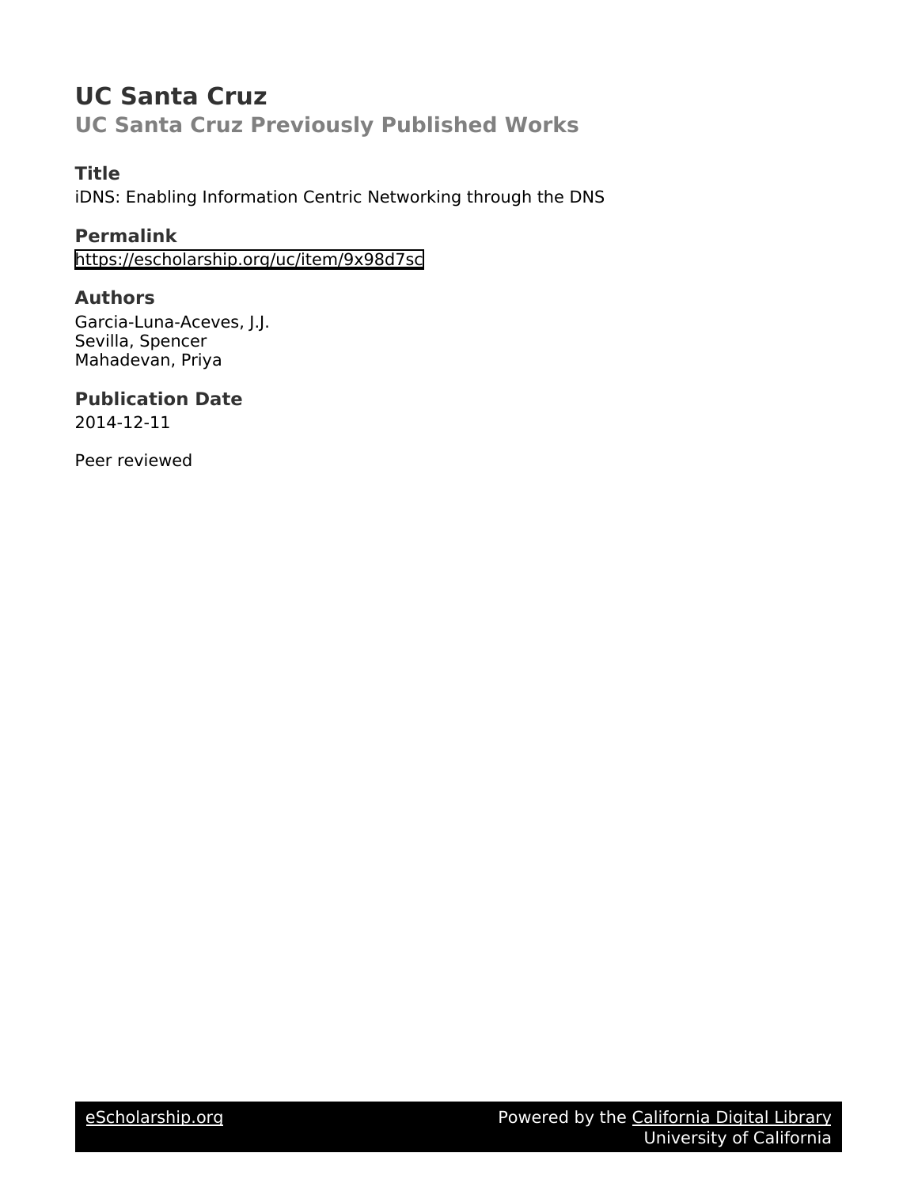# UC Santa Cruz

## UC Santa Cruz Previously Published Works

### Title

iDNS: Enabling Information Centric Networking through the DNS

### Permalink

https://escholarship.org/uc/item/9x98d7sc

### Authors

Garcia-Luna-Aceves, J.J.
Sevilla, Spencer
Mahadevan, Priya

### Publication Date

2014-12-11

Peer reviewed

eScholarship.org    Powered by the California Digital Library
University of California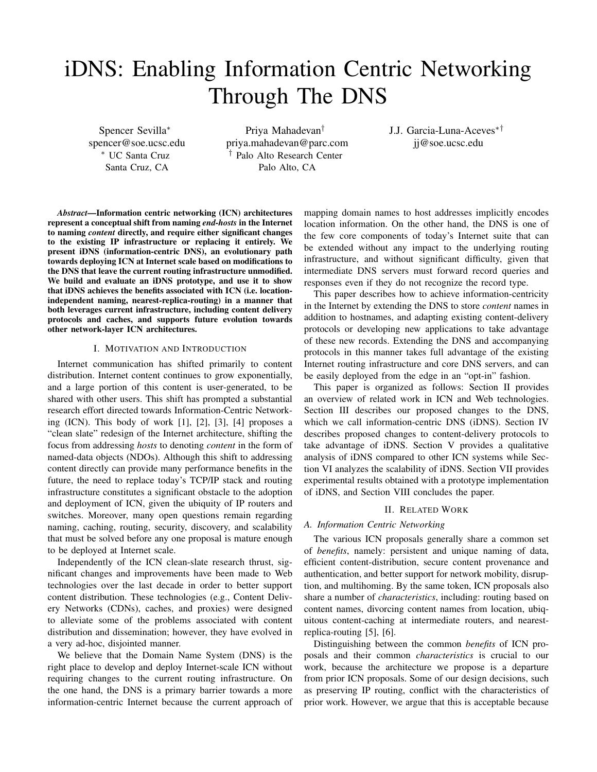# iDNS: Enabling Information Centric Networking Through The DNS

Spencer Sevilla*
spencer@soe.ucsc.edu
* UC Santa Cruz
Santa Cruz, CA

Priya Mahadevan†
priya.mahadevan@parc.com
† Palo Alto Research Center
Palo Alto, CA

J.J. Garcia-Luna-Aceves*†
jj@soe.ucsc.edu

***Abstract*—Information centric networking (ICN) architectures represent a conceptual shift from naming *end-hosts* in the Internet to naming *content* directly, and require either significant changes to the existing IP infrastructure or replacing it entirely. We present iDNS (information-centric DNS), an evolutionary path towards deploying ICN at Internet scale based on modifications to the DNS that leave the current routing infrastructure unmodified. We build and evaluate an iDNS prototype, and use it to show that iDNS achieves the benefits associated with ICN (i.e. location-independent naming, nearest-replica-routing) in a manner that both leverages current infrastructure, including content delivery protocols and caches, and supports future evolution towards other network-layer ICN architectures.**

## I. Motivation and Introduction

Internet communication has shifted primarily to content distribution. Internet content continues to grow exponentially, and a large portion of this content is user-generated, to be shared with other users. This shift has prompted a substantial research effort directed towards Information-Centric Networking (ICN). This body of work [1], [2], [3], [4] proposes a "clean slate" redesign of the Internet architecture, shifting the focus from addressing *hosts* to denoting *content* in the form of named-data objects (NDOs). Although this shift to addressing content directly can provide many performance benefits in the future, the need to replace today's TCP/IP stack and routing infrastructure constitutes a significant obstacle to the adoption and deployment of ICN, given the ubiquity of IP routers and switches. Moreover, many open questions remain regarding naming, caching, routing, security, discovery, and scalability that must be solved before any one proposal is mature enough to be deployed at Internet scale.

Independently of the ICN clean-slate research thrust, significant changes and improvements have been made to Web technologies over the last decade in order to better support content distribution. These technologies (e.g., Content Delivery Networks (CDNs), caches, and proxies) were designed to alleviate some of the problems associated with content distribution and dissemination; however, they have evolved in a very ad-hoc, disjointed manner.

We believe that the Domain Name System (DNS) is the right place to develop and deploy Internet-scale ICN without requiring changes to the current routing infrastructure. On the one hand, the DNS is a primary barrier towards a more information-centric Internet because the current approach of mapping domain names to host addresses implicitly encodes location information. On the other hand, the DNS is one of the few core components of today's Internet suite that can be extended without any impact to the underlying routing infrastructure, and without significant difficulty, given that intermediate DNS servers must forward record queries and responses even if they do not recognize the record type.

This paper describes how to achieve information-centricity in the Internet by extending the DNS to store *content* names in addition to hostnames, and adapting existing content-delivery protocols or developing new applications to take advantage of these new records. Extending the DNS and accompanying protocols in this manner takes full advantage of the existing Internet routing infrastructure and core DNS servers, and can be easily deployed from the edge in an "opt-in" fashion.

This paper is organized as follows: Section II provides an overview of related work in ICN and Web technologies. Section III describes our proposed changes to the DNS, which we call information-centric DNS (iDNS). Section IV describes proposed changes to content-delivery protocols to take advantage of iDNS. Section V provides a qualitative analysis of iDNS compared to other ICN systems while Section VI analyzes the scalability of iDNS. Section VII provides experimental results obtained with a prototype implementation of iDNS, and Section VIII concludes the paper.

## II. Related Work

### A. Information Centric Networking

The various ICN proposals generally share a common set of *benefits*, namely: persistent and unique naming of data, efficient content-distribution, secure content provenance and authentication, and better support for network mobility, disruption, and multihoming. By the same token, ICN proposals also share a number of *characteristics*, including: routing based on content names, divorcing content names from location, ubiquitous content-caching at intermediate routers, and nearest-replica-routing [5], [6].

Distinguishing between the common *benefits* of ICN proposals and their common *characteristics* is crucial to our work, because the architecture we propose is a departure from prior ICN proposals. Some of our design decisions, such as preserving IP routing, conflict with the characteristics of prior work. However, we argue that this is acceptable because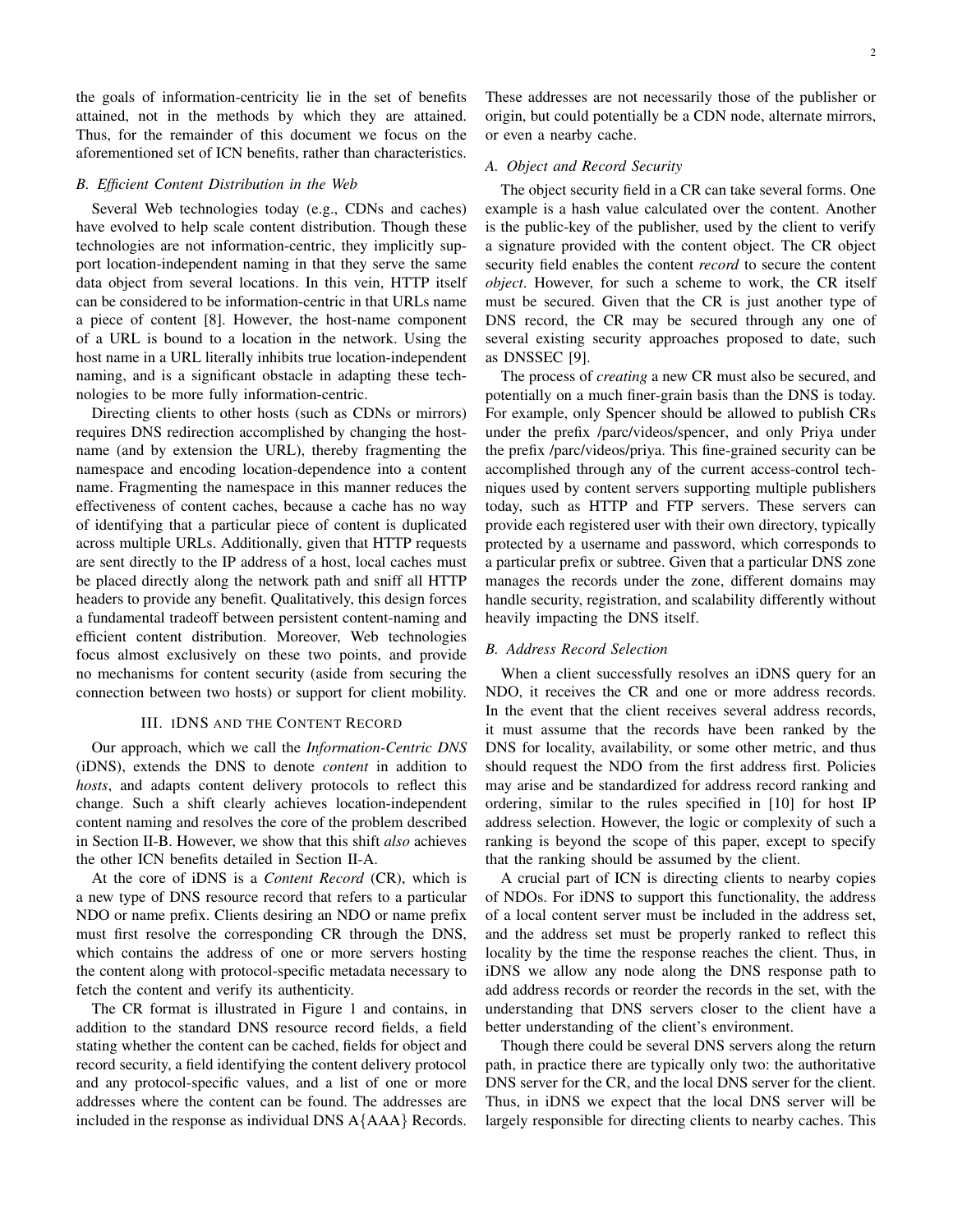the goals of information-centricity lie in the set of benefits attained, not in the methods by which they are attained. Thus, for the remainder of this document we focus on the aforementioned set of ICN benefits, rather than characteristics.

### B. Efficient Content Distribution in the Web

Several Web technologies today (e.g., CDNs and caches) have evolved to help scale content distribution. Though these technologies are not information-centric, they implicitly support location-independent naming in that they serve the same data object from several locations. In this vein, HTTP itself can be considered to be information-centric in that URLs name a piece of content [8]. However, the host-name component of a URL is bound to a location in the network. Using the host name in a URL literally inhibits true location-independent naming, and is a significant obstacle in adapting these technologies to be more fully information-centric.

Directing clients to other hosts (such as CDNs or mirrors) requires DNS redirection accomplished by changing the host-name (and by extension the URL), thereby fragmenting the namespace and encoding location-dependence into a content name. Fragmenting the namespace in this manner reduces the effectiveness of content caches, because a cache has no way of identifying that a particular piece of content is duplicated across multiple URLs. Additionally, given that HTTP requests are sent directly to the IP address of a host, local caches must be placed directly along the network path and sniff all HTTP headers to provide any benefit. Qualitatively, this design forces a fundamental tradeoff between persistent content-naming and efficient content distribution. Moreover, Web technologies focus almost exclusively on these two points, and provide no mechanisms for content security (aside from securing the connection between two hosts) or support for client mobility.

## III. iDNS and the Content Record

Our approach, which we call the *Information-Centric DNS* (iDNS), extends the DNS to denote *content* in addition to *hosts*, and adapts content delivery protocols to reflect this change. Such a shift clearly achieves location-independent content naming and resolves the core of the problem described in Section II-B. However, we show that this shift *also* achieves the other ICN benefits detailed in Section II-A.

At the core of iDNS is a *Content Record* (CR), which is a new type of DNS resource record that refers to a particular NDO or name prefix. Clients desiring an NDO or name prefix must first resolve the corresponding CR through the DNS, which contains the address of one or more servers hosting the content along with protocol-specific metadata necessary to fetch the content and verify its authenticity.

The CR format is illustrated in Figure 1 and contains, in addition to the standard DNS resource record fields, a field stating whether the content can be cached, fields for object and record security, a field identifying the content delivery protocol and any protocol-specific values, and a list of one or more addresses where the content can be found. The addresses are included in the response as individual DNS A{AAA} Records. These addresses are not necessarily those of the publisher or origin, but could potentially be a CDN node, alternate mirrors, or even a nearby cache.

### A. Object and Record Security

The object security field in a CR can take several forms. One example is a hash value calculated over the content. Another is the public-key of the publisher, used by the client to verify a signature provided with the content object. The CR object security field enables the content *record* to secure the content *object*. However, for such a scheme to work, the CR itself must be secured. Given that the CR is just another type of DNS record, the CR may be secured through any one of several existing security approaches proposed to date, such as DNSSEC [9].

The process of *creating* a new CR must also be secured, and potentially on a much finer-grain basis than the DNS is today. For example, only Spencer should be allowed to publish CRs under the prefix /parc/videos/spencer, and only Priya under the prefix /parc/videos/priya. This fine-grained security can be accomplished through any of the current access-control techniques used by content servers supporting multiple publishers today, such as HTTP and FTP servers. These servers can provide each registered user with their own directory, typically protected by a username and password, which corresponds to a particular prefix or subtree. Given that a particular DNS zone manages the records under the zone, different domains may handle security, registration, and scalability differently without heavily impacting the DNS itself.

### B. Address Record Selection

When a client successfully resolves an iDNS query for an NDO, it receives the CR and one or more address records. In the event that the client receives several address records, it must assume that the records have been ranked by the DNS for locality, availability, or some other metric, and thus should request the NDO from the first address first. Policies may arise and be standardized for address record ranking and ordering, similar to the rules specified in [10] for host IP address selection. However, the logic or complexity of such a ranking is beyond the scope of this paper, except to specify that the ranking should be assumed by the client.

A crucial part of ICN is directing clients to nearby copies of NDOs. For iDNS to support this functionality, the address of a local content server must be included in the address set, and the address set must be properly ranked to reflect this locality by the time the response reaches the client. Thus, in iDNS we allow any node along the DNS response path to add address records or reorder the records in the set, with the understanding that DNS servers closer to the client have a better understanding of the client's environment.

Though there could be several DNS servers along the return path, in practice there are typically only two: the authoritative DNS server for the CR, and the local DNS server for the client. Thus, in iDNS we expect that the local DNS server will be largely responsible for directing clients to nearby caches. This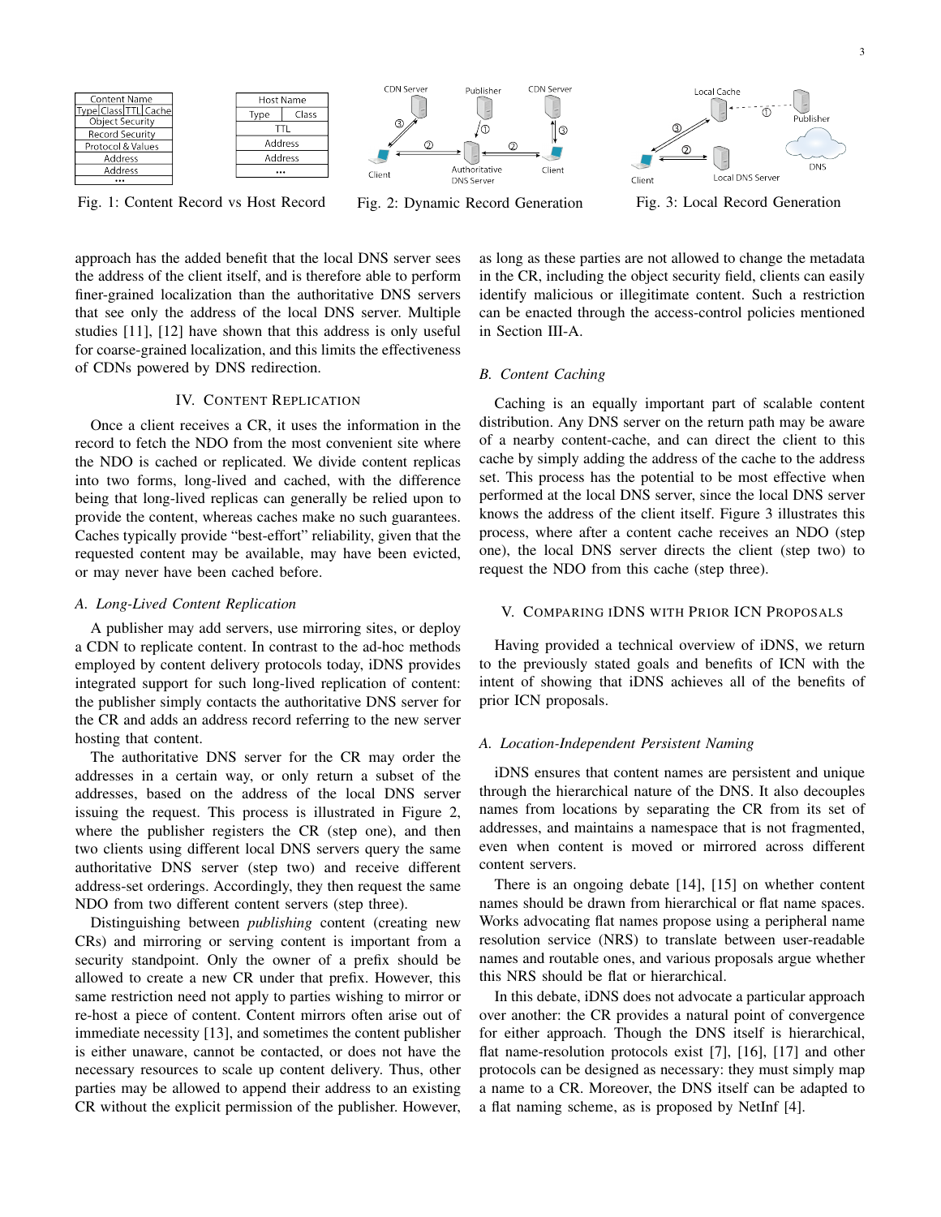Fig. 1: Content Record vs Host Record

Fig. 2: Dynamic Record Generation

Fig. 3: Local Record Generation

approach has the added benefit that the local DNS server sees the address of the client itself, and is therefore able to perform finer-grained localization than the authoritative DNS servers that see only the address of the local DNS server. Multiple studies [11], [12] have shown that this address is only useful for coarse-grained localization, and this limits the effectiveness of CDNs powered by DNS redirection.

## IV. Content Replication

Once a client receives a CR, it uses the information in the record to fetch the NDO from the most convenient site where the NDO is cached or replicated. We divide content replicas into two forms, long-lived and cached, with the difference being that long-lived replicas can generally be relied upon to provide the content, whereas caches make no such guarantees. Caches typically provide "best-effort" reliability, given that the requested content may be available, may have been evicted, or may never have been cached before.

### *A. Long-Lived Content Replication*

A publisher may add servers, use mirroring sites, or deploy a CDN to replicate content. In contrast to the ad-hoc methods employed by content delivery protocols today, iDNS provides integrated support for such long-lived replication of content: the publisher simply contacts the authoritative DNS server for the CR and adds an address record referring to the new server hosting that content.

The authoritative DNS server for the CR may order the addresses in a certain way, or only return a subset of the addresses, based on the address of the local DNS server issuing the request. This process is illustrated in Figure 2, where the publisher registers the CR (step one), and then two clients using different local DNS servers query the same authoritative DNS server (step two) and receive different address-set orderings. Accordingly, they then request the same NDO from two different content servers (step three).

Distinguishing between *publishing* content (creating new CRs) and mirroring or serving content is important from a security standpoint. Only the owner of a prefix should be allowed to create a new CR under that prefix. However, this same restriction need not apply to parties wishing to mirror or re-host a piece of content. Content mirrors often arise out of immediate necessity [13], and sometimes the content publisher is either unaware, cannot be contacted, or does not have the necessary resources to scale up content delivery. Thus, other parties may be allowed to append their address to an existing CR without the explicit permission of the publisher. However, as long as these parties are not allowed to change the metadata in the CR, including the object security field, clients can easily identify malicious or illegitimate content. Such a restriction can be enacted through the access-control policies mentioned in Section III-A.

### *B. Content Caching*

Caching is an equally important part of scalable content distribution. Any DNS server on the return path may be aware of a nearby content-cache, and can direct the client to this cache by simply adding the address of the cache to the address set. This process has the potential to be most effective when performed at the local DNS server, since the local DNS server knows the address of the client itself. Figure 3 illustrates this process, where after a content cache receives an NDO (step one), the local DNS server directs the client (step two) to request the NDO from this cache (step three).

## V. Comparing iDNS with Prior ICN Proposals

Having provided a technical overview of iDNS, we return to the previously stated goals and benefits of ICN with the intent of showing that iDNS achieves all of the benefits of prior ICN proposals.

### *A. Location-Independent Persistent Naming*

iDNS ensures that content names are persistent and unique through the hierarchical nature of the DNS. It also decouples names from locations by separating the CR from its set of addresses, and maintains a namespace that is not fragmented, even when content is moved or mirrored across different content servers.

There is an ongoing debate [14], [15] on whether content names should be drawn from hierarchical or flat name spaces. Works advocating flat names propose using a peripheral name resolution service (NRS) to translate between user-readable names and routable ones, and various proposals argue whether this NRS should be flat or hierarchical.

In this debate, iDNS does not advocate a particular approach over another: the CR provides a natural point of convergence for either approach. Though the DNS itself is hierarchical, flat name-resolution protocols exist [7], [16], [17] and other protocols can be designed as necessary: they must simply map a name to a CR. Moreover, the DNS itself can be adapted to a flat naming scheme, as is proposed by NetInf [4].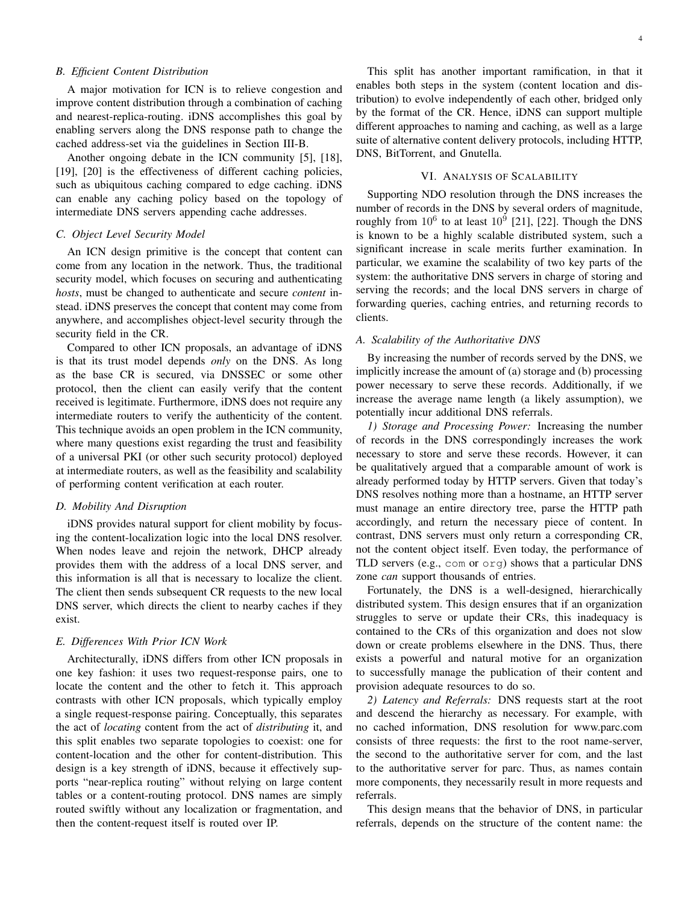### B. Efficient Content Distribution

A major motivation for ICN is to relieve congestion and improve content distribution through a combination of caching and nearest-replica-routing. iDNS accomplishes this goal by enabling servers along the DNS response path to change the cached address-set via the guidelines in Section III-B.

Another ongoing debate in the ICN community [5], [18], [19], [20] is the effectiveness of different caching policies, such as ubiquitous caching compared to edge caching. iDNS can enable any caching policy based on the topology of intermediate DNS servers appending cache addresses.

### C. Object Level Security Model

An ICN design primitive is the concept that content can come from any location in the network. Thus, the traditional security model, which focuses on securing and authenticating *hosts*, must be changed to authenticate and secure *content* instead. iDNS preserves the concept that content may come from anywhere, and accomplishes object-level security through the security field in the CR.

Compared to other ICN proposals, an advantage of iDNS is that its trust model depends *only* on the DNS. As long as the base CR is secured, via DNSSEC or some other protocol, then the client can easily verify that the content received is legitimate. Furthermore, iDNS does not require any intermediate routers to verify the authenticity of the content. This technique avoids an open problem in the ICN community, where many questions exist regarding the trust and feasibility of a universal PKI (or other such security protocol) deployed at intermediate routers, as well as the feasibility and scalability of performing content verification at each router.

### D. Mobility And Disruption

iDNS provides natural support for client mobility by focusing the content-localization logic into the local DNS resolver. When nodes leave and rejoin the network, DHCP already provides them with the address of a local DNS server, and this information is all that is necessary to localize the client. The client then sends subsequent CR requests to the new local DNS server, which directs the client to nearby caches if they exist.

### E. Differences With Prior ICN Work

Architecturally, iDNS differs from other ICN proposals in one key fashion: it uses two request-response pairs, one to locate the content and the other to fetch it. This approach contrasts with other ICN proposals, which typically employ a single request-response pairing. Conceptually, this separates the act of *locating* content from the act of *distributing* it, and this split enables two separate topologies to coexist: one for content-location and the other for content-distribution. This design is a key strength of iDNS, because it effectively supports "near-replica routing" without relying on large content tables or a content-routing protocol. DNS names are simply routed swiftly without any localization or fragmentation, and then the content-request itself is routed over IP.

This split has another important ramification, in that it enables both steps in the system (content location and distribution) to evolve independently of each other, bridged only by the format of the CR. Hence, iDNS can support multiple different approaches to naming and caching, as well as a large suite of alternative content delivery protocols, including HTTP, DNS, BitTorrent, and Gnutella.

## VI. Analysis of Scalability

Supporting NDO resolution through the DNS increases the number of records in the DNS by several orders of magnitude, roughly from $10^6$ to at least $10^9$ [21], [22]. Though the DNS is known to be a highly scalable distributed system, such a significant increase in scale merits further examination. In particular, we examine the scalability of two key parts of the system: the authoritative DNS servers in charge of storing and serving the records; and the local DNS servers in charge of forwarding queries, caching entries, and returning records to clients.

### A. Scalability of the Authoritative DNS

By increasing the number of records served by the DNS, we implicitly increase the amount of (a) storage and (b) processing power necessary to serve these records. Additionally, if we increase the average name length (a likely assumption), we potentially incur additional DNS referrals.

*1) Storage and Processing Power:* Increasing the number of records in the DNS correspondingly increases the work necessary to store and serve these records. However, it can be qualitatively argued that a comparable amount of work is already performed today by HTTP servers. Given that today's DNS resolves nothing more than a hostname, an HTTP server must manage an entire directory tree, parse the HTTP path accordingly, and return the necessary piece of content. In contrast, DNS servers must only return a corresponding CR, not the content object itself. Even today, the performance of TLD servers (e.g., `com` or `org`) shows that a particular DNS zone *can* support thousands of entries.

Fortunately, the DNS is a well-designed, hierarchically distributed system. This design ensures that if an organization struggles to serve or update their CRs, this inadequacy is contained to the CRs of this organization and does not slow down or create problems elsewhere in the DNS. Thus, there exists a powerful and natural motive for an organization to successfully manage the publication of their content and provision adequate resources to do so.

*2) Latency and Referrals:* DNS requests start at the root and descend the hierarchy as necessary. For example, with no cached information, DNS resolution for www.parc.com consists of three requests: the first to the root name-server, the second to the authoritative server for com, and the last to the authoritative server for parc. Thus, as names contain more components, they necessarily result in more requests and referrals.

This design means that the behavior of DNS, in particular referrals, depends on the structure of the content name: the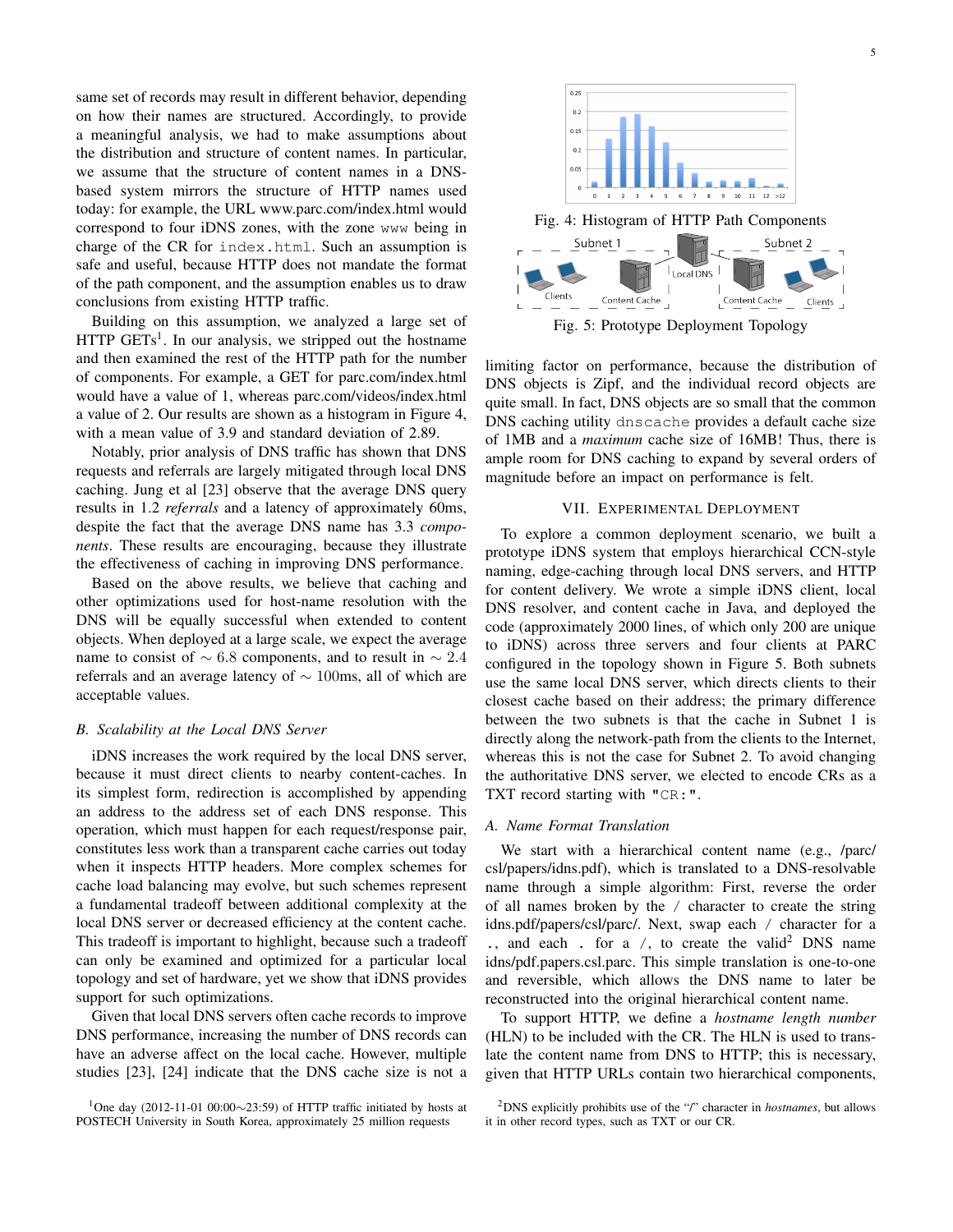same set of records may result in different behavior, depending on how their names are structured. Accordingly, to provide a meaningful analysis, we had to make assumptions about the distribution and structure of content names. In particular, we assume that the structure of content names in a DNS-based system mirrors the structure of HTTP names used today: for example, the URL www.parc.com/index.html would correspond to four iDNS zones, with the zone `www` being in charge of the CR for `index.html`. Such an assumption is safe and useful, because HTTP does not mandate the format of the path component, and the assumption enables us to draw conclusions from existing HTTP traffic.

Building on this assumption, we analyzed a large set of HTTP GETs[1]. In our analysis, we stripped out the hostname and then examined the rest of the HTTP path for the number of components. For example, a GET for parc.com/index.html would have a value of 1, whereas parc.com/videos/index.html a value of 2. Our results are shown as a histogram in Figure 4, with a mean value of 3.9 and standard deviation of 2.89.

Notably, prior analysis of DNS traffic has shown that DNS requests and referrals are largely mitigated through local DNS caching. Jung et al [23] observe that the average DNS query results in 1.2 *referrals* and a latency of approximately 60ms, despite the fact that the average DNS name has 3.3 *components*. These results are encouraging, because they illustrate the effectiveness of caching in improving DNS performance.

Based on the above results, we believe that caching and other optimizations used for host-name resolution with the DNS will be equally successful when extended to content objects. When deployed at a large scale, we expect the average name to consist of $\sim 6.8$ components, and to result in $\sim 2.4$ referrals and an average latency of $\sim 100$ms, all of which are acceptable values.

### B. Scalability at the Local DNS Server

iDNS increases the work required by the local DNS server, because it must direct clients to nearby content-caches. In its simplest form, redirection is accomplished by appending an address to the address set of each DNS response. This operation, which must happen for each request/response pair, constitutes less work than a transparent cache carries out today when it inspects HTTP headers. More complex schemes for cache load balancing may evolve, but such schemes represent a fundamental tradeoff between additional complexity at the local DNS server or decreased efficiency at the content cache. This tradeoff is important to highlight, because such a tradeoff can only be examined and optimized for a particular local topology and set of hardware, yet we show that iDNS provides support for such optimizations.

Given that local DNS servers often cache records to improve DNS performance, increasing the number of DNS records can have an adverse affect on the local cache. However, multiple studies [23], [24] indicate that the DNS cache size is not a limiting factor on performance, because the distribution of DNS objects is Zipf, and the individual record objects are quite small. In fact, DNS objects are so small that the common DNS caching utility `dnscache` provides a default cache size of 1MB and a *maximum* cache size of 16MB! Thus, there is ample room for DNS caching to expand by several orders of magnitude before an impact on performance is felt.

[1]One day (2012-11-01 00:00∼23:59) of HTTP traffic initiated by hosts at POSTECH University in South Korea, approximately 25 million requests

Fig. 4: Histogram of HTTP Path Components

Fig. 5: Prototype Deployment Topology

## VII. Experimental Deployment

To explore a common deployment scenario, we built a prototype iDNS system that employs hierarchical CCN-style naming, edge-caching through local DNS servers, and HTTP for content delivery. We wrote a simple iDNS client, local DNS resolver, and content cache in Java, and deployed the code (approximately 2000 lines, of which only 200 are unique to iDNS) across three servers and four clients at PARC configured in the topology shown in Figure 5. Both subnets use the same local DNS server, which directs clients to their closest cache based on their address; the primary difference between the two subnets is that the cache in Subnet 1 is directly along the network-path from the clients to the Internet, whereas this is not the case for Subnet 2. To avoid changing the authoritative DNS server, we elected to encode CRs as a TXT record starting with `"CR:"`.

### A. Name Format Translation

We start with a hierarchical content name (e.g., /parc/csl/papers/idns.pdf), which is translated to a DNS-resolvable name through a simple algorithm: First, reverse the order of all names broken by the / character to create the string idns.pdf/papers/csl/parc/. Next, swap each / character for a `.`, and each `.` for a /, to create the valid[2] DNS name idns/pdf.papers.csl.parc. This simple translation is one-to-one and reversible, which allows the DNS name to later be reconstructed into the original hierarchical content name.

To support HTTP, we define a *hostname length number* (HLN) to be included with the CR. The HLN is used to translate the content name from DNS to HTTP; this is necessary, given that HTTP URLs contain two hierarchical components,

[2]DNS explicitly prohibits use of the "/" character in *hostnames*, but allows it in other record types, such as TXT or our CR.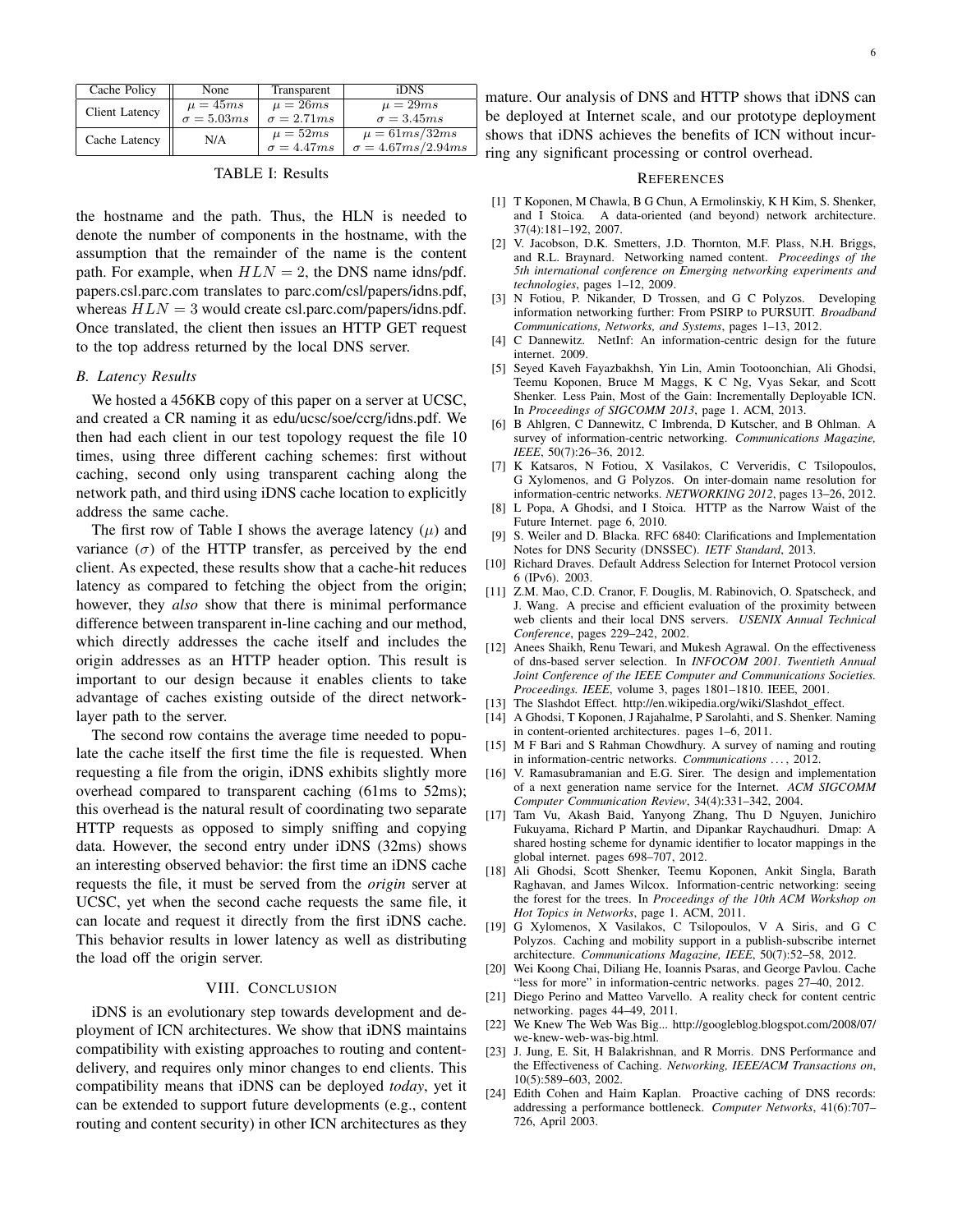| Cache Policy | None | Transparent | iDNS |
|---|---|---|---|
| Client Latency | $\mu = 45ms$<br>$\sigma = 5.03ms$ | $\mu = 26ms$<br>$\sigma = 2.71ms$ | $\mu = 29ms$<br>$\sigma = 3.45ms$ |
| Cache Latency | N/A | $\mu = 52ms$<br>$\sigma = 4.47ms$ | $\mu = 61ms/32ms$<br>$\sigma = 4.67ms/2.94ms$ |

TABLE I: Results

the hostname and the path. Thus, the HLN is needed to denote the number of components in the hostname, with the assumption that the remainder of the name is the content path. For example, when $HLN = 2$, the DNS name idns/pdf. papers.csl.parc.com translates to parc.com/csl/papers/idns.pdf, whereas $HLN = 3$ would create csl.parc.com/papers/idns.pdf. Once translated, the client then issues an HTTP GET request to the top address returned by the local DNS server.

### B. Latency Results

We hosted a 456KB copy of this paper on a server at UCSC, and created a CR naming it as edu/ucsc/soe/ccrg/idns.pdf. We then had each client in our test topology request the file 10 times, using three different caching schemes: first without caching, second only using transparent caching along the network path, and third using iDNS cache location to explicitly address the same cache.

The first row of Table I shows the average latency ($\mu$) and variance ($\sigma$) of the HTTP transfer, as perceived by the end client. As expected, these results show that a cache-hit reduces latency as compared to fetching the object from the origin; however, they *also* show that there is minimal performance difference between transparent in-line caching and our method, which directly addresses the cache itself and includes the origin addresses as an HTTP header option. This result is important to our design because it enables clients to take advantage of caches existing outside of the direct network-layer path to the server.

The second row contains the average time needed to populate the cache itself the first time the file is requested. When requesting a file from the origin, iDNS exhibits slightly more overhead compared to transparent caching (61ms to 52ms); this overhead is the natural result of coordinating two separate HTTP requests as opposed to simply sniffing and copying data. However, the second entry under iDNS (32ms) shows an interesting observed behavior: the first time an iDNS cache requests the file, it must be served from the *origin* server at UCSC, yet when the second cache requests the same file, it can locate and request it directly from the first iDNS cache. This behavior results in lower latency as well as distributing the load off the origin server.

## VIII. Conclusion

iDNS is an evolutionary step towards development and deployment of ICN architectures. We show that iDNS maintains compatibility with existing approaches to routing and content-delivery, and requires only minor changes to end clients. This compatibility means that iDNS can be deployed *today*, yet it can be extended to support future developments (e.g., content routing and content security) in other ICN architectures as they mature. Our analysis of DNS and HTTP shows that iDNS can be deployed at Internet scale, and our prototype deployment shows that iDNS achieves the benefits of ICN without incurring any significant processing or control overhead.

## References

[1] T Koponen, M Chawla, B G Chun, A Ermolinskiy, K H Kim, S. Shenker, and I Stoica. A data-oriented (and beyond) network architecture. 37(4):181–192, 2007.

[2] V. Jacobson, D.K. Smetters, J.D. Thornton, M.F. Plass, N.H. Briggs, and R.L. Braynard. Networking named content. *Proceedings of the 5th international conference on Emerging networking experiments and technologies*, pages 1–12, 2009.

[3] N Fotiou, P. Nikander, D Trossen, and G C Polyzos. Developing information networking further: From PSIRP to PURSUIT. *Broadband Communications, Networks, and Systems*, pages 1–13, 2012.

[4] C Dannewitz. NetInf: An information-centric design for the future internet. 2009.

[5] Seyed Kaveh Fayazbakhsh, Yin Lin, Amin Tootoonchian, Ali Ghodsi, Teemu Koponen, Bruce M Maggs, K C Ng, Vyas Sekar, and Scott Shenker. Less Pain, Most of the Gain: Incrementally Deployable ICN. In *Proceedings of SIGCOMM 2013*, page 1. ACM, 2013.

[6] B Ahlgren, C Dannewitz, C Imbrenda, D Kutscher, and B Ohlman. A survey of information-centric networking. *Communications Magazine, IEEE*, 50(7):26–36, 2012.

[7] K Katsaros, N Fotiou, X Vasilakos, C Ververidis, C Tsilopoulos, G Xylomenos, and G Polyzos. On inter-domain name resolution for information-centric networks. *NETWORKING 2012*, pages 13–26, 2012.

[8] L Popa, A Ghodsi, and I Stoica. HTTP as the Narrow Waist of the Future Internet. page 6, 2010.

[9] S. Weiler and D. Blacka. RFC 6840: Clarifications and Implementation Notes for DNS Security (DNSSEC). *IETF Standard*, 2013.

[10] Richard Draves. Default Address Selection for Internet Protocol version 6 (IPv6). 2003.

[11] Z.M. Mao, C.D. Cranor, F. Douglis, M. Rabinovich, O. Spatscheck, and J. Wang. A precise and efficient evaluation of the proximity between web clients and their local DNS servers. *USENIX Annual Technical Conference*, pages 229–242, 2002.

[12] Anees Shaikh, Renu Tewari, and Mukesh Agrawal. On the effectiveness of dns-based server selection. In *INFOCOM 2001. Twentieth Annual Joint Conference of the IEEE Computer and Communications Societies. Proceedings. IEEE*, volume 3, pages 1801–1810. IEEE, 2001.

[13] The Slashdot Effect. http://en.wikipedia.org/wiki/Slashdot_effect.

[14] A Ghodsi, T Koponen, J Rajahalme, P Sarolahti, and S. Shenker. Naming in content-oriented architectures. pages 1–6, 2011.

[15] M F Bari and S Rahman Chowdhury. A survey of naming and routing in information-centric networks. *Communications ...*, 2012.

[16] V. Ramasubramanian and E.G. Sirer. The design and implementation of a next generation name service for the Internet. *ACM SIGCOMM Computer Communication Review*, 34(4):331–342, 2004.

[17] Tam Vu, Akash Baid, Yanyong Zhang, Thu D Nguyen, Junichiro Fukuyama, Richard P Martin, and Dipankar Raychaudhuri. Dmap: A shared hosting scheme for dynamic identifier to locator mappings in the global internet. pages 698–707, 2012.

[18] Ali Ghodsi, Scott Shenker, Teemu Koponen, Ankit Singla, Barath Raghavan, and James Wilcox. Information-centric networking: seeing the forest for the trees. In *Proceedings of the 10th ACM Workshop on Hot Topics in Networks*, page 1. ACM, 2011.

[19] G Xylomenos, X Vasilakos, C Tsilopoulos, V A Siris, and G C Polyzos. Caching and mobility support in a publish-subscribe internet architecture. *Communications Magazine, IEEE*, 50(7):52–58, 2012.

[20] Wei Koong Chai, Diliang He, Ioannis Psaras, and George Pavlou. Cache "less for more" in information-centric networks. pages 27–40, 2012.

[21] Diego Perino and Matteo Varvello. A reality check for content centric networking. pages 44–49, 2011.

[22] We Knew The Web Was Big... http://googleblog.blogspot.com/2008/07/we-knew-web-was-big.html.

[23] J. Jung, E. Sit, H Balakrishnan, and R Morris. DNS Performance and the Effectiveness of Caching. *Networking, IEEE/ACM Transactions on*, 10(5):589–603, 2002.

[24] Edith Cohen and Haim Kaplan. Proactive caching of DNS records: addressing a performance bottleneck. *Computer Networks*, 41(6):707–726, April 2003.